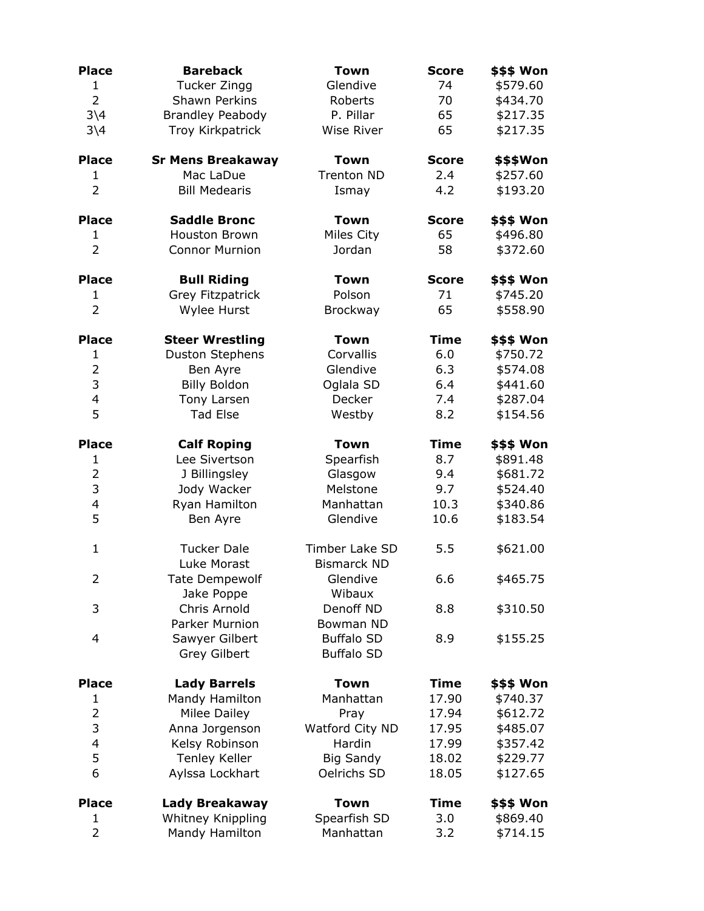| Place | Bareback | Town | Score | $$$ Won |
|---|---|---|---|---|
| 1 | Tucker Zingg | Glendive | 74 | $579.60 |
| 2 | Shawn Perkins | Roberts | 70 | $434.70 |
| 3\4 | Brandley Peabody | P. Pillar | 65 | $217.35 |
| 3\4 | Troy Kirkpatrick | Wise River | 65 | $217.35 |

| Place | Sr Mens Breakaway | Town | Score | $$$Won |
|---|---|---|---|---|
| 1 | Mac LaDue | Trenton ND | 2.4 | $257.60 |
| 2 | Bill Medearis | Ismay | 4.2 | $193.20 |

| Place | Saddle Bronc | Town | Score | $$$ Won |
|---|---|---|---|---|
| 1 | Houston Brown | Miles City | 65 | $496.80 |
| 2 | Connor Murnion | Jordan | 58 | $372.60 |

| Place | Bull Riding | Town | Score | $$$ Won |
|---|---|---|---|---|
| 1 | Grey Fitzpatrick | Polson | 71 | $745.20 |
| 2 | Wylee Hurst | Brockway | 65 | $558.90 |

| Place | Steer Wrestling | Town | Time | $$$ Won |
|---|---|---|---|---|
| 1 | Duston Stephens | Corvallis | 6.0 | $750.72 |
| 2 | Ben Ayre | Glendive | 6.3 | $574.08 |
| 3 | Billy Boldon | Oglala SD | 6.4 | $441.60 |
| 4 | Tony Larsen | Decker | 7.4 | $287.04 |
| 5 | Tad Else | Westby | 8.2 | $154.56 |

| Place | Calf Roping | Town | Time | $$$ Won |
|---|---|---|---|---|
| 1 | Lee Sivertson | Spearfish | 8.7 | $891.48 |
| 2 | J Billingsley | Glasgow | 9.4 | $681.72 |
| 3 | Jody Wacker | Melstone | 9.7 | $524.40 |
| 4 | Ryan Hamilton | Manhattan | 10.3 | $340.86 |
| 5 | Ben Ayre | Glendive | 10.6 | $183.54 |
| | | | | |
| 1 | Tucker Dale | Timber Lake SD | 5.5 | $621.00 |
| | Luke Morast | Bismarck ND | | |
| 2 | Tate Dempewolf | Glendive | 6.6 | $465.75 |
| | Jake Poppe | Wibaux | | |
| 3 | Chris Arnold | Denoff ND | 8.8 | $310.50 |
| | Parker Murnion | Bowman ND | | |
| 4 | Sawyer Gilbert | Buffalo SD | 8.9 | $155.25 |
| | Grey Gilbert | Buffalo SD | | |

| Place | Lady Barrels | Town | Time | $$$ Won |
|---|---|---|---|---|
| 1 | Mandy Hamilton | Manhattan | 17.90 | $740.37 |
| 2 | Milee Dailey | Pray | 17.94 | $612.72 |
| 3 | Anna Jorgenson | Watford City ND | 17.95 | $485.07 |
| 4 | Kelsy Robinson | Hardin | 17.99 | $357.42 |
| 5 | Tenley Keller | Big Sandy | 18.02 | $229.77 |
| 6 | Aylssa Lockhart | Oelrichs SD | 18.05 | $127.65 |

| Place | Lady Breakaway | Town | Time | $$$ Won |
|---|---|---|---|---|
| 1 | Whitney Knippling | Spearfish SD | 3.0 | $869.40 |
| 2 | Mandy Hamilton | Manhattan | 3.2 | $714.15 |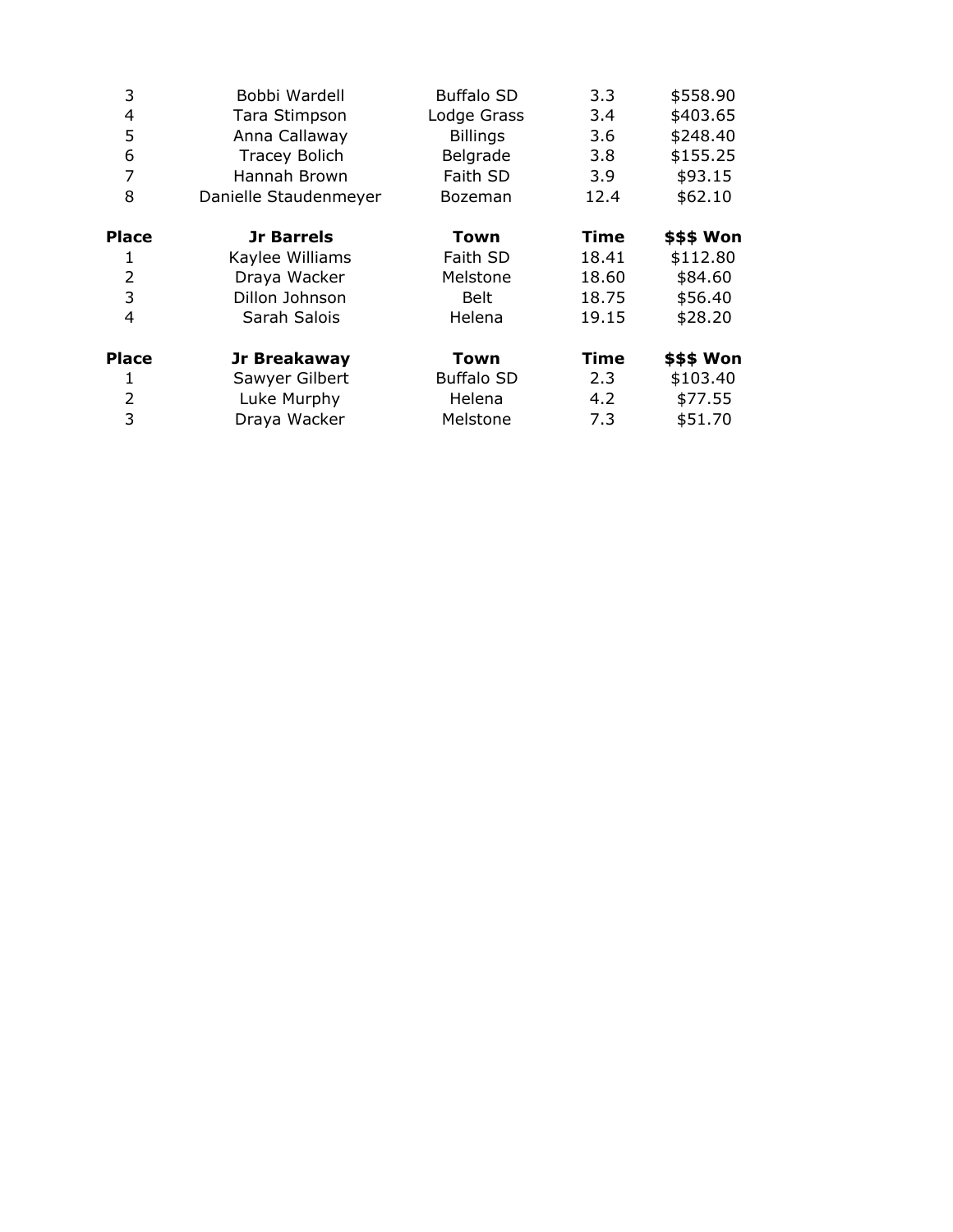| | | | | |
|---|---|---|---|---|
| 3 | Bobbi Wardell | Buffalo SD | 3.3 | $558.90 |
| 4 | Tara Stimpson | Lodge Grass | 3.4 | $403.65 |
| 5 | Anna Callaway | Billings | 3.6 | $248.40 |
| 6 | Tracey Bolich | Belgrade | 3.8 | $155.25 |
| 7 | Hannah Brown | Faith SD | 3.9 | $93.15 |
| 8 | Danielle Staudenmeyer | Bozeman | 12.4 | $62.10 |

| Place | Jr Barrels | Town | Time | $$$ Won |
|---|---|---|---|---|
| 1 | Kaylee Williams | Faith SD | 18.41 | $112.80 |
| 2 | Draya Wacker | Melstone | 18.60 | $84.60 |
| 3 | Dillon Johnson | Belt | 18.75 | $56.40 |
| 4 | Sarah Salois | Helena | 19.15 | $28.20 |

| Place | Jr Breakaway | Town | Time | $$$ Won |
|---|---|---|---|---|
| 1 | Sawyer Gilbert | Buffalo SD | 2.3 | $103.40 |
| 2 | Luke Murphy | Helena | 4.2 | $77.55 |
| 3 | Draya Wacker | Melstone | 7.3 | $51.70 |